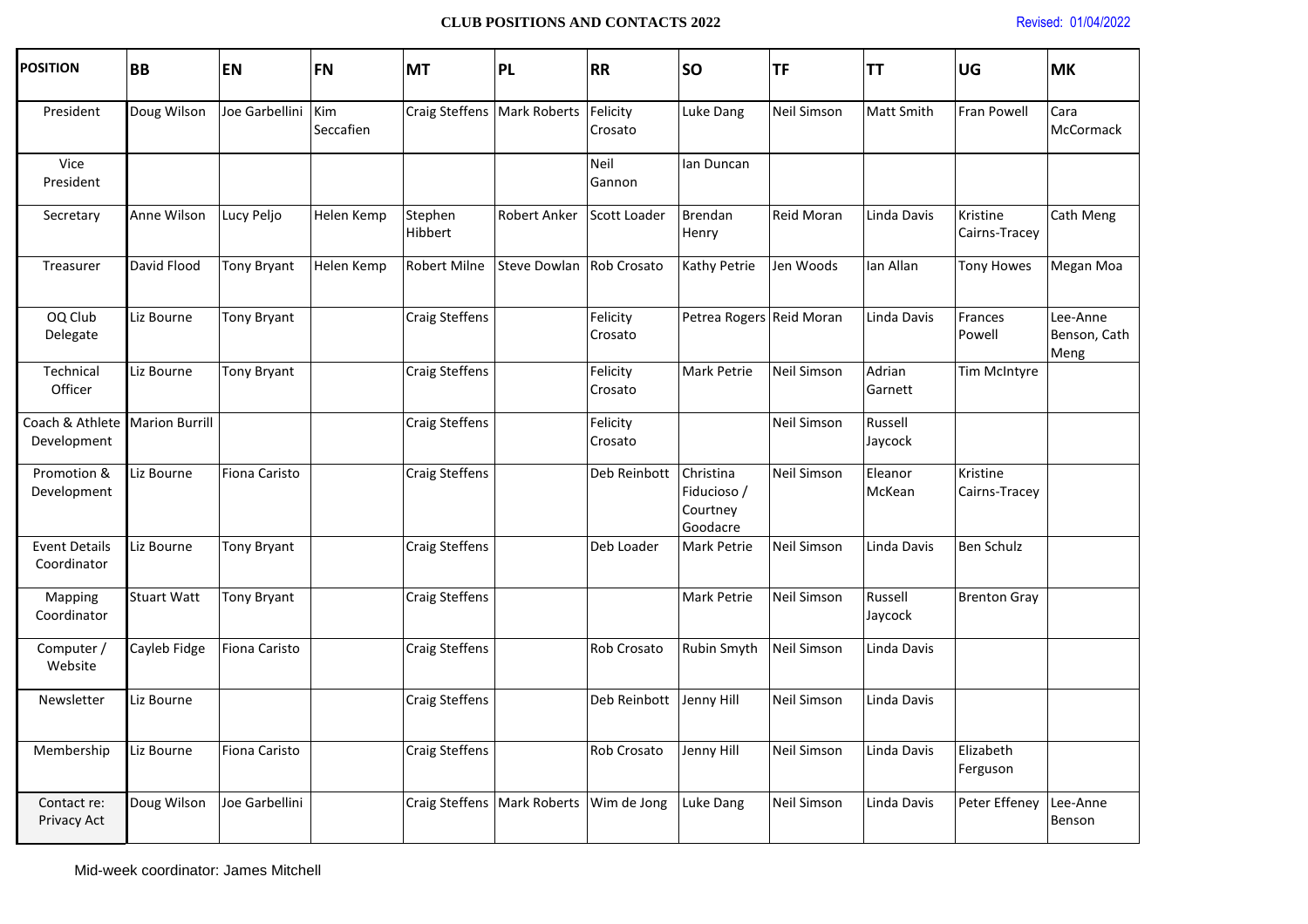# CLUB POSITIONS AND CONTACTS 2022

Revised: 01/04/2022

| POSITION | BB | EN | FN | MT | PL | RR | SO | TF | TT | UG | MK |
|---|---|---|---|---|---|---|---|---|---|---|---|
| President | Doug Wilson | Joe Garbellini | Kim Seccafien | Craig Steffens | Mark Roberts | Felicity Crosato | Luke Dang | Neil Simson | Matt Smith | Fran Powell | Cara McCormack |
| Vice President | | | | | | Neil Gannon | Ian Duncan | | | | |
| Secretary | Anne Wilson | Lucy Peljo | Helen Kemp | Stephen Hibbert | Robert Anker | Scott Loader | Brendan Henry | Reid Moran | Linda Davis | Kristine Cairns-Tracey | Cath Meng |
| Treasurer | David Flood | Tony Bryant | Helen Kemp | Robert Milne | Steve Dowlan | Rob Crosato | Kathy Petrie | Jen Woods | Ian Allan | Tony Howes | Megan Moa |
| OQ Club Delegate | Liz Bourne | Tony Bryant | | Craig Steffens | | Felicity Crosato | Petrea Rogers | Reid Moran | Linda Davis | Frances Powell | Lee-Anne Benson, Cath Meng |
| Technical Officer | Liz Bourne | Tony Bryant | | Craig Steffens | | Felicity Crosato | Mark Petrie | Neil Simson | Adrian Garnett | Tim McIntyre | |
| Coach & Athlete Development | Marion Burrill | | | Craig Steffens | | Felicity Crosato | | Neil Simson | Russell Jaycock | | |
| Promotion & Development | Liz Bourne | Fiona Caristo | | Craig Steffens | | Deb Reinbott | Christina Fiducioso / Courtney Goodacre | Neil Simson | Eleanor McKean | Kristine Cairns-Tracey | |
| Event Details Coordinator | Liz Bourne | Tony Bryant | | Craig Steffens | | Deb Loader | Mark Petrie | Neil Simson | Linda Davis | Ben Schulz | |
| Mapping Coordinator | Stuart Watt | Tony Bryant | | Craig Steffens | | | Mark Petrie | Neil Simson | Russell Jaycock | Brenton Gray | |
| Computer / Website | Cayleb Fidge | Fiona Caristo | | Craig Steffens | | Rob Crosato | Rubin Smyth | Neil Simson | Linda Davis | | |
| Newsletter | Liz Bourne | | | Craig Steffens | | Deb Reinbott | Jenny Hill | Neil Simson | Linda Davis | | |
| Membership | Liz Bourne | Fiona Caristo | | Craig Steffens | | Rob Crosato | Jenny Hill | Neil Simson | Linda Davis | Elizabeth Ferguson | |
| Contact re: Privacy Act | Doug Wilson | Joe Garbellini | | Craig Steffens | Mark Roberts | Wim de Jong | Luke Dang | Neil Simson | Linda Davis | Peter Effeney | Lee-Anne Benson |

Mid-week coordinator: James Mitchell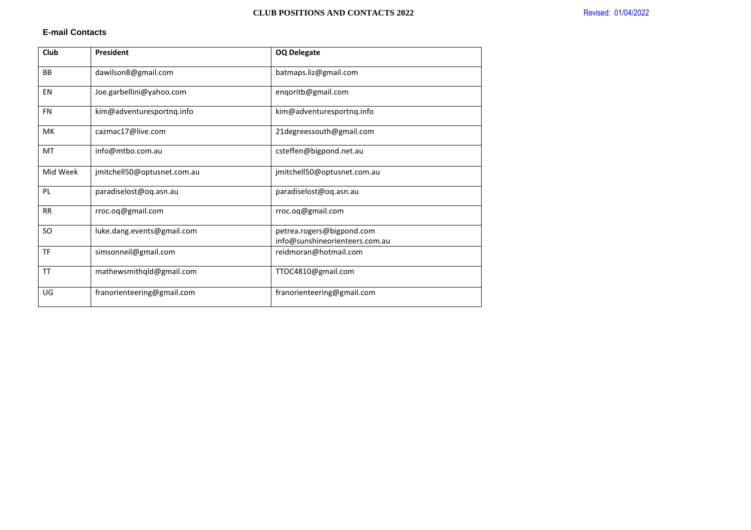CLUB POSITIONS AND CONTACTS 2022

Revised: 01/04/2022

**E-mail Contacts**

| Club | President | OQ Delegate |
|---|---|---|
| BB | dawilson8@gmail.com | batmaps.liz@gmail.com |
| EN | Joe.garbellini@yahoo.com | enqoritb@gmail.com |
| FN | kim@adventuresportnq.info | kim@adventuresportnq.info |
| MK | cazmac17@live.com | 21degreessouth@gmail.com |
| MT | info@mtbo.com.au | csteffen@bigpond.net.au |
| Mid Week | jmitchell50@optusnet.com.au | jmitchell50@optusnet.com.au |
| PL | paradiselost@oq.asn.au | paradiselost@oq.asn.au |
| RR | rroc.oq@gmail.com | rroc.oq@gmail.com |
| SO | luke.dang.events@gmail.com | petrea.rogers@bigpond.com<br>info@sunshineorienteers.com.au |
| TF | simsonneil@gmail.com | reidmoran@hotmail.com |
| TT | mathewsmithqld@gmail.com | TTOC4810@gmail.com |
| UG | franorienteering@gmail.com | franorienteering@gmail.com |